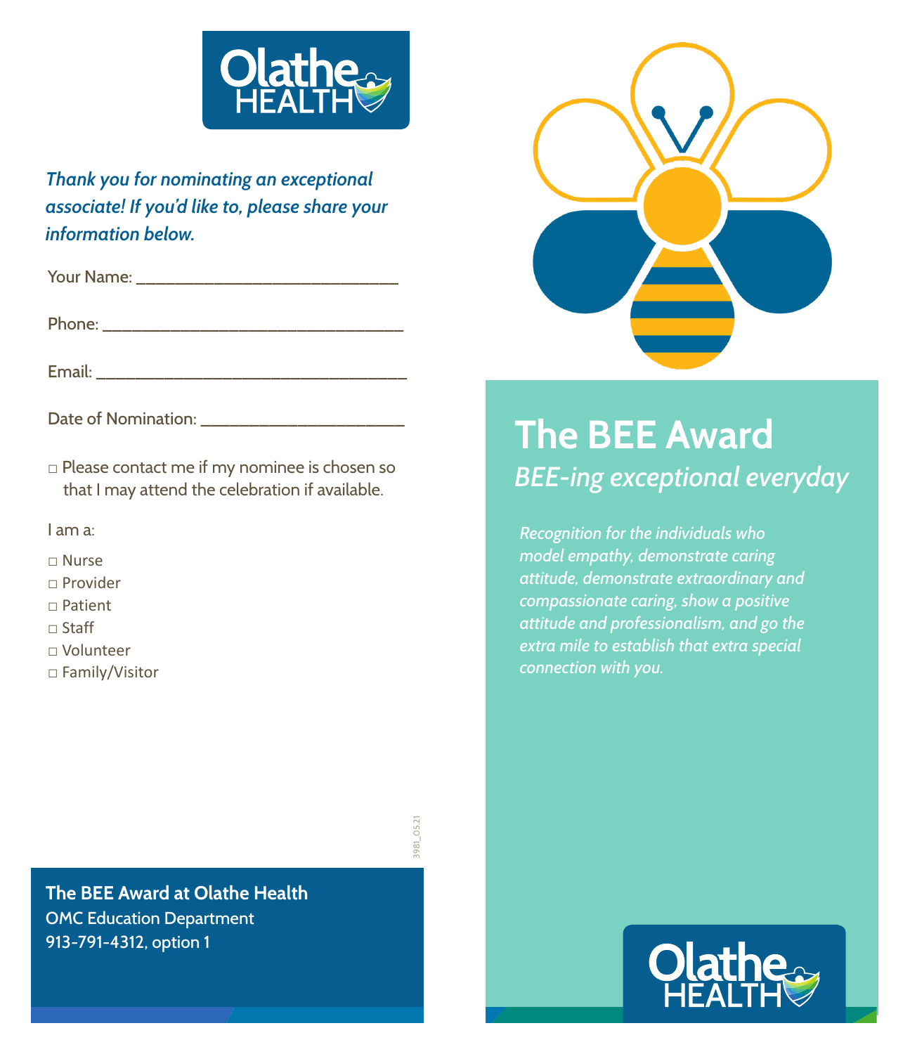Olathe HEALTH

*Thank you for nominating an exceptional associate! If you'd like to, please share your information below.*

Your Name: ______________________________

Phone: __________________________________

Email: ___________________________________

Date of Nomination: ______________________

□ Please contact me if my nominee is chosen so that I may attend the celebration if available.

I am a:

□ Nurse
□ Provider
□ Patient
□ Staff
□ Volunteer
□ Family/Visitor

3981_05.21

**The BEE Award at Olathe Health**
OMC Education Department
913-791-4312, option 1

# The BEE Award

## *BEE-ing exceptional everyday*

*Recognition for the individuals who model empathy, demonstrate caring attitude, demonstrate extraordinary and compassionate caring, show a positive attitude and professionalism, and go the extra mile to establish that extra special connection with you.*

Olathe HEALTH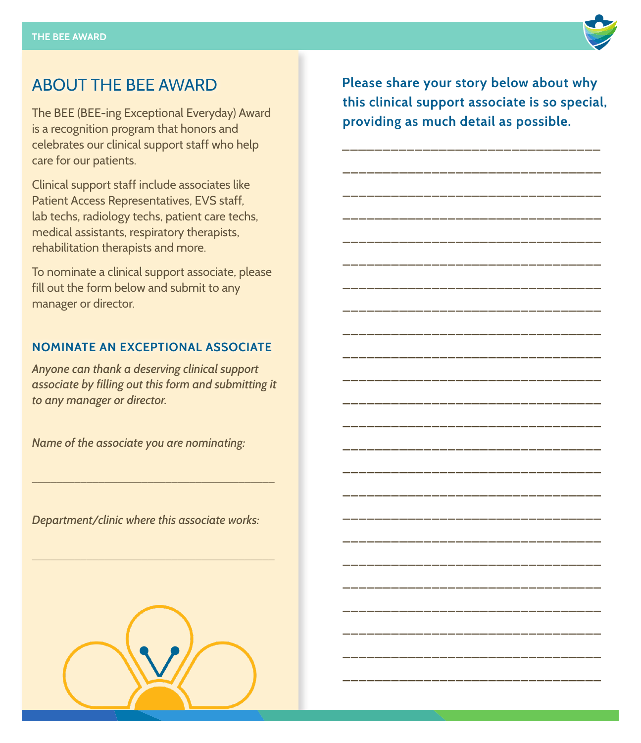# ABOUT THE BEE AWARD

The BEE (BEE-ing Exceptional Everyday) Award is a recognition program that honors and celebrates our clinical support staff who help care for our patients.

Clinical support staff include associates like Patient Access Representatives, EVS staff, lab techs, radiology techs, patient care techs, medical assistants, respiratory therapists, rehabilitation therapists and more.

To nominate a clinical support associate, please fill out the form below and submit to any manager or director.

## NOMINATE AN EXCEPTIONAL ASSOCIATE

*Anyone can thank a deserving clinical support associate by filling out this form and submitting it to any manager or director.*

*Name of the associate you are nominating:*

______________________________________

*Department/clinic where this associate works:*

______________________________________

**Please share your story below about why this clinical support associate is so special, providing as much detail as possible.**

______________________________________

______________________________________

______________________________________

______________________________________

______________________________________

______________________________________

______________________________________

______________________________________

______________________________________

______________________________________

______________________________________

______________________________________

______________________________________

______________________________________

______________________________________

______________________________________

______________________________________

______________________________________

______________________________________

______________________________________

______________________________________

______________________________________

______________________________________

______________________________________